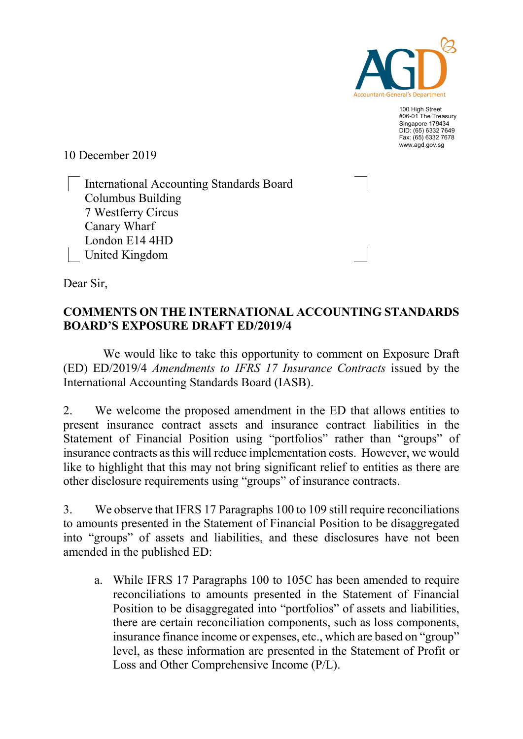AGD

Accountant-General's Department

100 High Street
#06-01 The Treasury
Singapore 179434
DID: (65) 6332 7649
Fax: (65) 6332 7678
www.agd.gov.sg

10 December 2019

International Accounting Standards Board
Columbus Building
7 Westferry Circus
Canary Wharf
London E14 4HD
United Kingdom

Dear Sir,

**COMMENTS ON THE INTERNATIONAL ACCOUNTING STANDARDS BOARD'S EXPOSURE DRAFT ED/2019/4**

We would like to take this opportunity to comment on Exposure Draft (ED) ED/2019/4 *Amendments to IFRS 17 Insurance Contracts* issued by the International Accounting Standards Board (IASB).

2. We welcome the proposed amendment in the ED that allows entities to present insurance contract assets and insurance contract liabilities in the Statement of Financial Position using "portfolios" rather than "groups" of insurance contracts as this will reduce implementation costs. However, we would like to highlight that this may not bring significant relief to entities as there are other disclosure requirements using "groups" of insurance contracts.

3. We observe that IFRS 17 Paragraphs 100 to 109 still require reconciliations to amounts presented in the Statement of Financial Position to be disaggregated into "groups" of assets and liabilities, and these disclosures have not been amended in the published ED:

a. While IFRS 17 Paragraphs 100 to 105C has been amended to require reconciliations to amounts presented in the Statement of Financial Position to be disaggregated into "portfolios" of assets and liabilities, there are certain reconciliation components, such as loss components, insurance finance income or expenses, etc., which are based on "group" level, as these information are presented in the Statement of Profit or Loss and Other Comprehensive Income (P/L).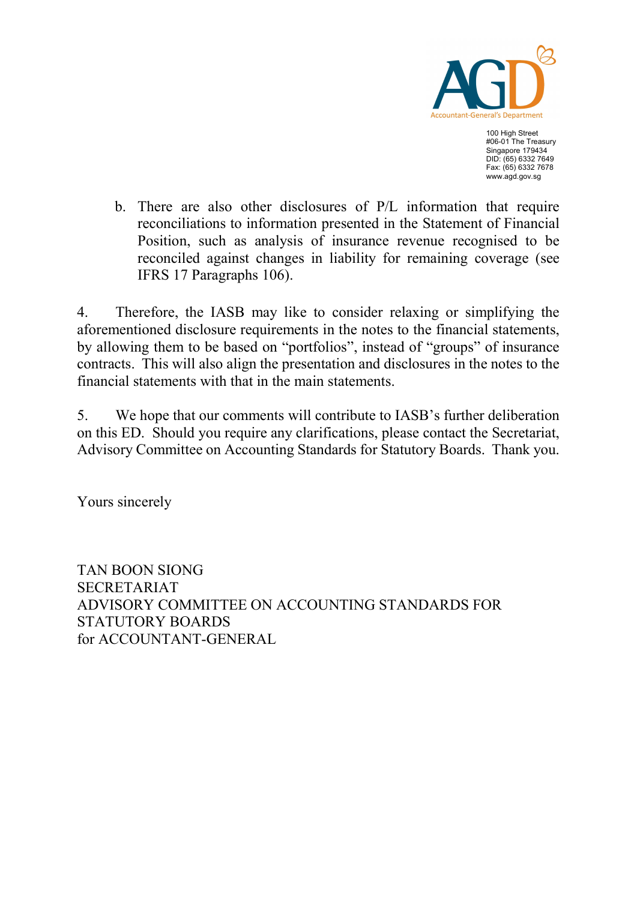Accountant-General's Department

100 High Street
#06-01 The Treasury
Singapore 179434
DID: (65) 6332 7649
Fax: (65) 6332 7678
www.agd.gov.sg

b. There are also other disclosures of P/L information that require reconciliations to information presented in the Statement of Financial Position, such as analysis of insurance revenue recognised to be reconciled against changes in liability for remaining coverage (see IFRS 17 Paragraphs 106).

4. Therefore, the IASB may like to consider relaxing or simplifying the aforementioned disclosure requirements in the notes to the financial statements, by allowing them to be based on "portfolios", instead of "groups" of insurance contracts. This will also align the presentation and disclosures in the notes to the financial statements with that in the main statements.

5. We hope that our comments will contribute to IASB's further deliberation on this ED. Should you require any clarifications, please contact the Secretariat, Advisory Committee on Accounting Standards for Statutory Boards. Thank you.

Yours sincerely

TAN BOON SIONG
SECRETARIAT
ADVISORY COMMITTEE ON ACCOUNTING STANDARDS FOR STATUTORY BOARDS
for ACCOUNTANT-GENERAL